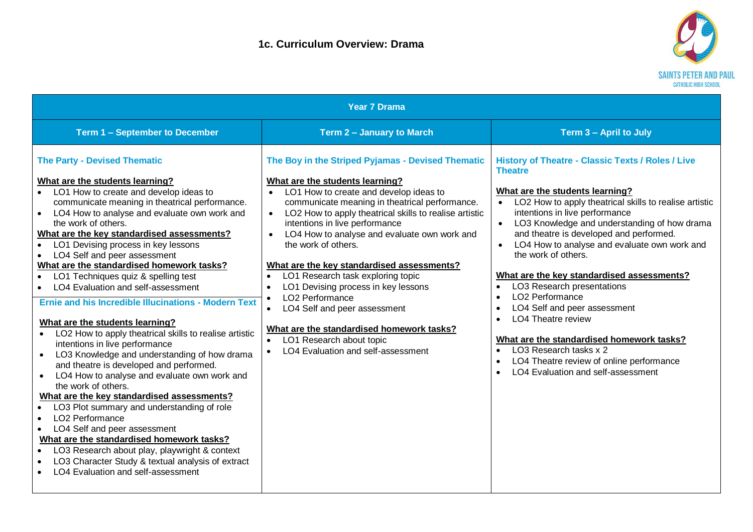# 1c. Curriculum Overview: Drama

SAINTS PETER AND PAUL
CATHOLIC HIGH SCHOOL

| Year 7 Drama | | |
|---|---|---|
| **Term 1 – September to December** | **Term 2 – January to March** | **Term 3 – April to July** |
| **The Party - Devised Thematic**<br><br>**What are the students learning?**<br>• LO1 How to create and develop ideas to communicate meaning in theatrical performance.<br>• LO4 How to analyse and evaluate own work and the work of others.<br>**What are the key standardised assessments?**<br>• LO1 Devising process in key lessons<br>• LO4 Self and peer assessment<br>**What are the standardised homework tasks?**<br>• LO1 Techniques quiz & spelling test<br>• LO4 Evaluation and self-assessment<br><br>**Ernie and his Incredible Illucinations - Modern Text**<br><br>**What are the students learning?**<br>• LO2 How to apply theatrical skills to realise artistic intentions in live performance<br>• LO3 Knowledge and understanding of how drama and theatre is developed and performed.<br>• LO4 How to analyse and evaluate own work and the work of others.<br>**What are the key standardised assessments?**<br>• LO3 Plot summary and understanding of role<br>• LO2 Performance<br>• LO4 Self and peer assessment<br>**What are the standardised homework tasks?**<br>• LO3 Research about play, playwright & context<br>• LO3 Character Study & textual analysis of extract<br>• LO4 Evaluation and self-assessment | **The Boy in the Striped Pyjamas - Devised Thematic**<br><br>**What are the students learning?**<br>• LO1 How to create and develop ideas to communicate meaning in theatrical performance.<br>• LO2 How to apply theatrical skills to realise artistic intentions in live performance<br>• LO4 How to analyse and evaluate own work and the work of others.<br><br>**What are the key standardised assessments?**<br>• LO1 Research task exploring topic<br>• LO1 Devising process in key lessons<br>• LO2 Performance<br>• LO4 Self and peer assessment<br><br>**What are the standardised homework tasks?**<br>• LO1 Research about topic<br>• LO4 Evaluation and self-assessment | **History of Theatre - Classic Texts / Roles / Live Theatre**<br><br>**What are the students learning?**<br>• LO2 How to apply theatrical skills to realise artistic intentions in live performance<br>• LO3 Knowledge and understanding of how drama and theatre is developed and performed.<br>• LO4 How to analyse and evaluate own work and the work of others.<br><br>**What are the key standardised assessments?**<br>• LO3 Research presentations<br>• LO2 Performance<br>• LO4 Self and peer assessment<br>• LO4 Theatre review<br><br>**What are the standardised homework tasks?**<br>• LO3 Research tasks x 2<br>• LO4 Theatre review of online performance<br>• LO4 Evaluation and self-assessment |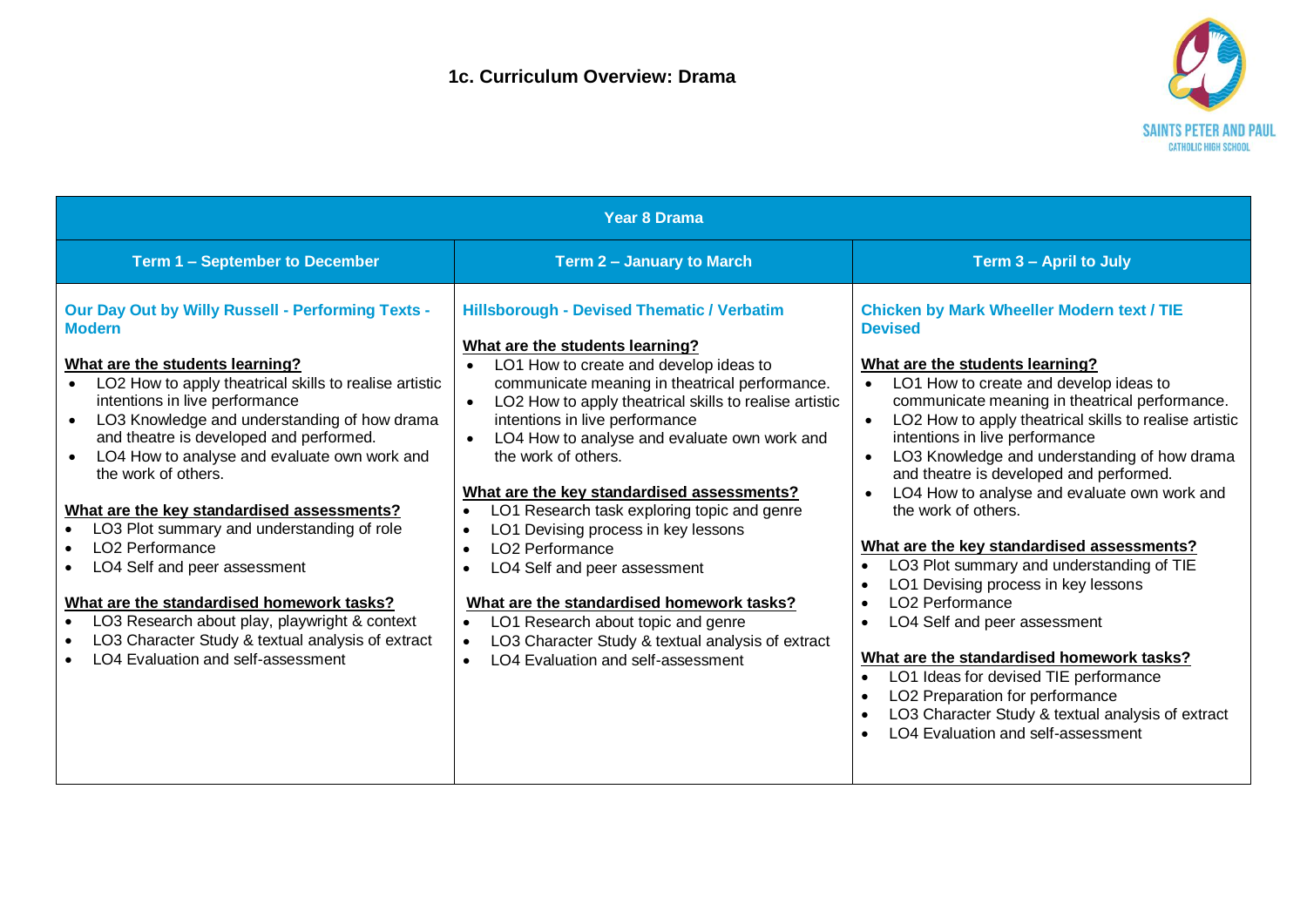# 1c. Curriculum Overview: Drama

SAINTS PETER AND PAUL
CATHOLIC HIGH SCHOOL

| Year 8 Drama | | |
|---|---|---|
| **Term 1 – September to December** | **Term 2 – January to March** | **Term 3 – April to July** |
| **Our Day Out by Willy Russell - Performing Texts - Modern**<br><br>**What are the students learning?**<br>• LO2 How to apply theatrical skills to realise artistic intentions in live performance<br>• LO3 Knowledge and understanding of how drama and theatre is developed and performed.<br>• LO4 How to analyse and evaluate own work and the work of others.<br><br>**What are the key standardised assessments?**<br>• LO3 Plot summary and understanding of role<br>• LO2 Performance<br>• LO4 Self and peer assessment<br><br>**What are the standardised homework tasks?**<br>• LO3 Research about play, playwright & context<br>• LO3 Character Study & textual analysis of extract<br>• LO4 Evaluation and self-assessment | **Hillsborough - Devised Thematic / Verbatim**<br><br>**What are the students learning?**<br>• LO1 How to create and develop ideas to communicate meaning in theatrical performance.<br>• LO2 How to apply theatrical skills to realise artistic intentions in live performance<br>• LO4 How to analyse and evaluate own work and the work of others.<br><br>**What are the key standardised assessments?**<br>• LO1 Research task exploring topic and genre<br>• LO1 Devising process in key lessons<br>• LO2 Performance<br>• LO4 Self and peer assessment<br><br>**What are the standardised homework tasks?**<br>• LO1 Research about topic and genre<br>• LO3 Character Study & textual analysis of extract<br>• LO4 Evaluation and self-assessment | **Chicken by Mark Wheeller Modern text / TIE Devised**<br><br>**What are the students learning?**<br>• LO1 How to create and develop ideas to communicate meaning in theatrical performance.<br>• LO2 How to apply theatrical skills to realise artistic intentions in live performance<br>• LO3 Knowledge and understanding of how drama and theatre is developed and performed.<br>• LO4 How to analyse and evaluate own work and the work of others.<br><br>**What are the key standardised assessments?**<br>• LO3 Plot summary and understanding of TIE<br>• LO1 Devising process in key lessons<br>• LO2 Performance<br>• LO4 Self and peer assessment<br><br>**What are the standardised homework tasks?**<br>• LO1 Ideas for devised TIE performance<br>• LO2 Preparation for performance<br>• LO3 Character Study & textual analysis of extract<br>• LO4 Evaluation and self-assessment |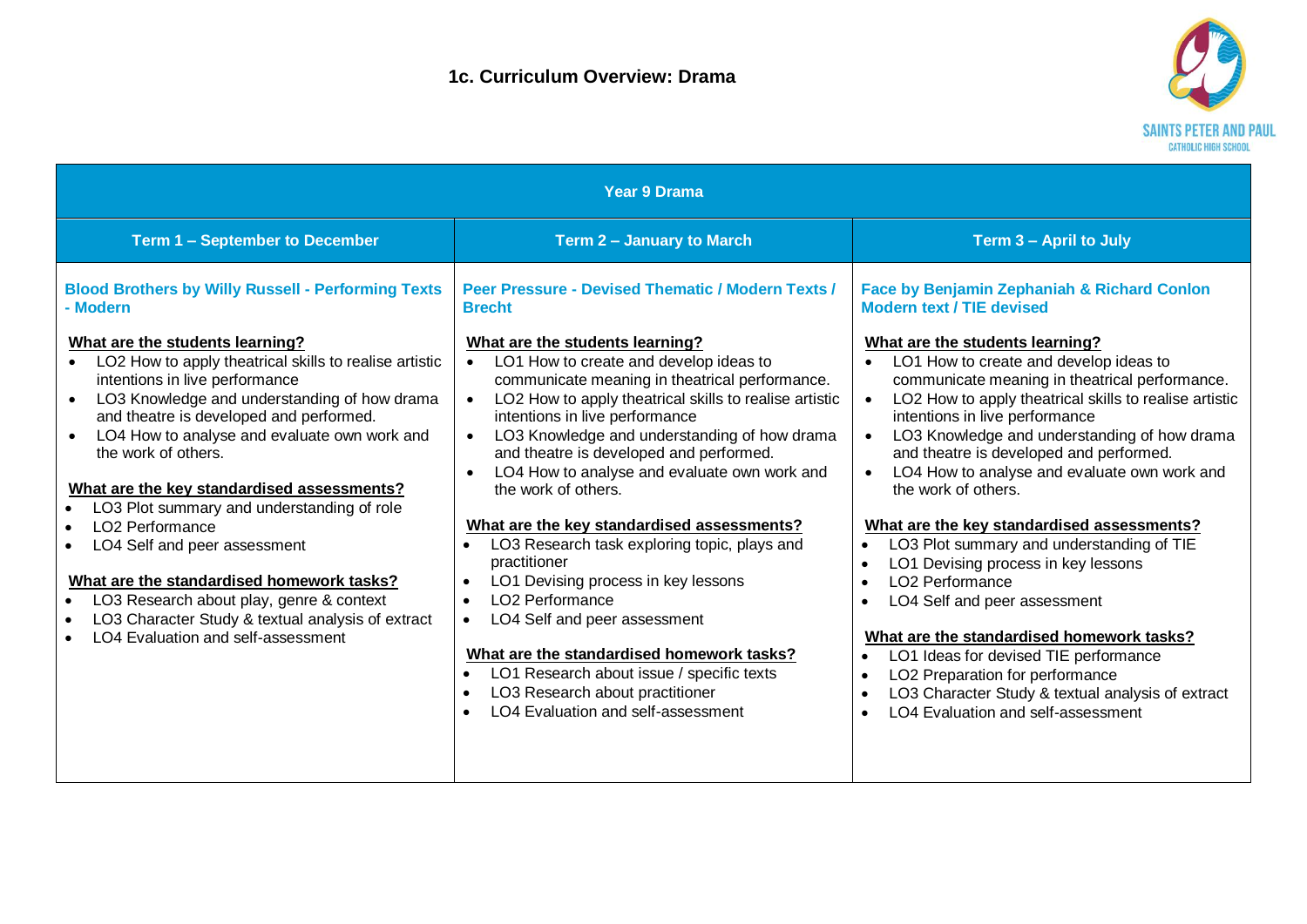# 1c. Curriculum Overview: Drama

SAINTS PETER AND PAUL
CATHOLIC HIGH SCHOOL

| Year 9 Drama | | |
|---|---|---|
| **Term 1 – September to December** | **Term 2 – January to March** | **Term 3 – April to July** |
| **Blood Brothers by Willy Russell - Performing Texts - Modern**<br><br>**What are the students learning?**<br>• LO2 How to apply theatrical skills to realise artistic intentions in live performance<br>• LO3 Knowledge and understanding of how drama and theatre is developed and performed.<br>• LO4 How to analyse and evaluate own work and the work of others.<br><br>**What are the key standardised assessments?**<br>• LO3 Plot summary and understanding of role<br>• LO2 Performance<br>• LO4 Self and peer assessment<br><br>**What are the standardised homework tasks?**<br>• LO3 Research about play, genre & context<br>• LO3 Character Study & textual analysis of extract<br>• LO4 Evaluation and self-assessment | **Peer Pressure - Devised Thematic / Modern Texts / Brecht**<br><br>**What are the students learning?**<br>• LO1 How to create and develop ideas to communicate meaning in theatrical performance.<br>• LO2 How to apply theatrical skills to realise artistic intentions in live performance<br>• LO3 Knowledge and understanding of how drama and theatre is developed and performed.<br>• LO4 How to analyse and evaluate own work and the work of others.<br><br>**What are the key standardised assessments?**<br>• LO3 Research task exploring topic, plays and practitioner<br>• LO1 Devising process in key lessons<br>• LO2 Performance<br>• LO4 Self and peer assessment<br><br>**What are the standardised homework tasks?**<br>• LO1 Research about issue / specific texts<br>• LO3 Research about practitioner<br>• LO4 Evaluation and self-assessment | **Face by Benjamin Zephaniah & Richard Conlon Modern text / TIE devised**<br><br>**What are the students learning?**<br>• LO1 How to create and develop ideas to communicate meaning in theatrical performance.<br>• LO2 How to apply theatrical skills to realise artistic intentions in live performance<br>• LO3 Knowledge and understanding of how drama and theatre is developed and performed.<br>• LO4 How to analyse and evaluate own work and the work of others.<br><br>**What are the key standardised assessments?**<br>• LO3 Plot summary and understanding of TIE<br>• LO1 Devising process in key lessons<br>• LO2 Performance<br>• LO4 Self and peer assessment<br><br>**What are the standardised homework tasks?**<br>• LO1 Ideas for devised TIE performance<br>• LO2 Preparation for performance<br>• LO3 Character Study & textual analysis of extract<br>• LO4 Evaluation and self-assessment |